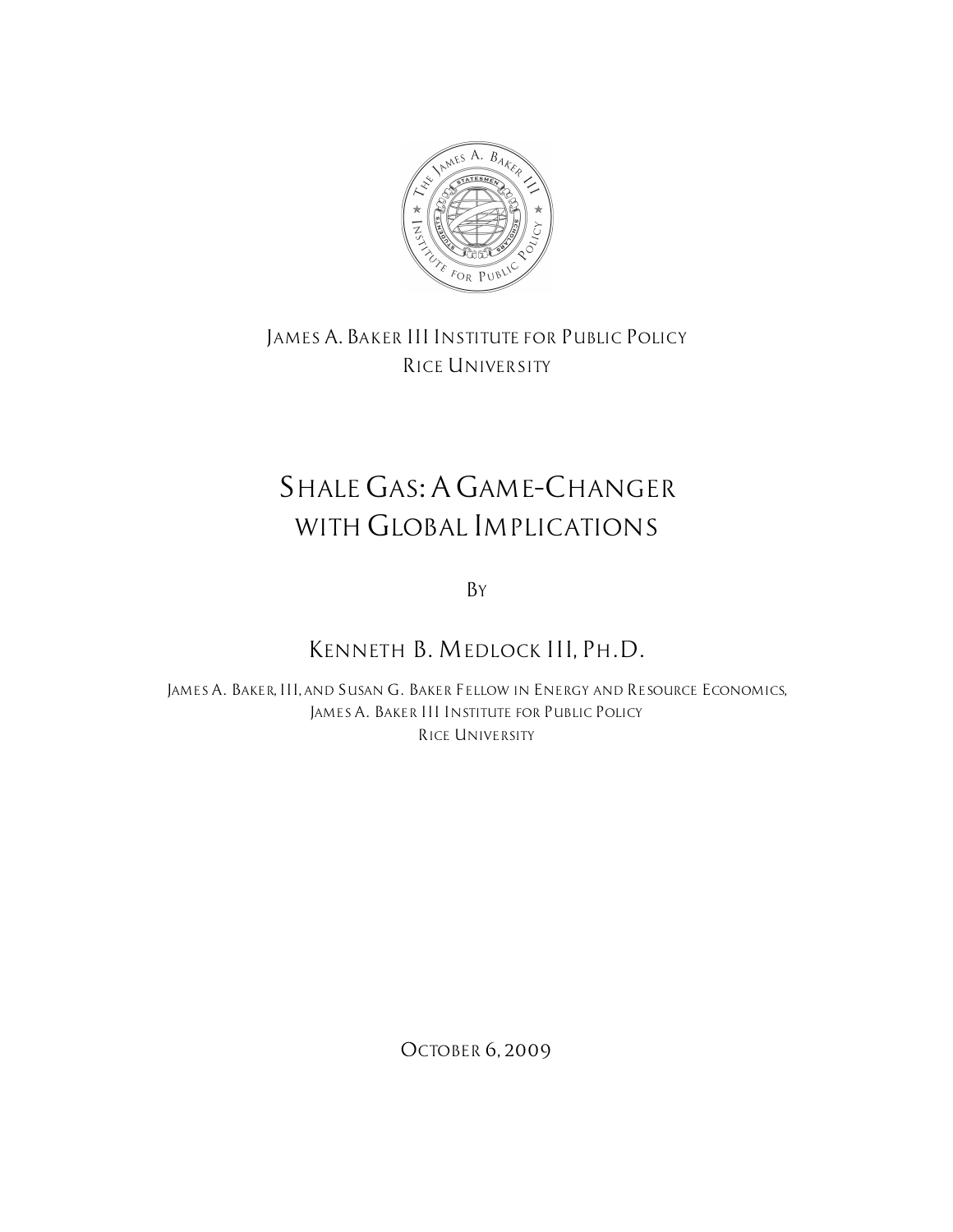James A. Baker III Institute for Public Policy
Rice University

# Shale Gas: A Game-Changer with Global Implications

By

Kenneth B. Medlock III, Ph.D.

James A. Baker, III, and Susan G. Baker Fellow in Energy and Resource Economics,
James A. Baker III Institute for Public Policy
Rice University

October 6, 2009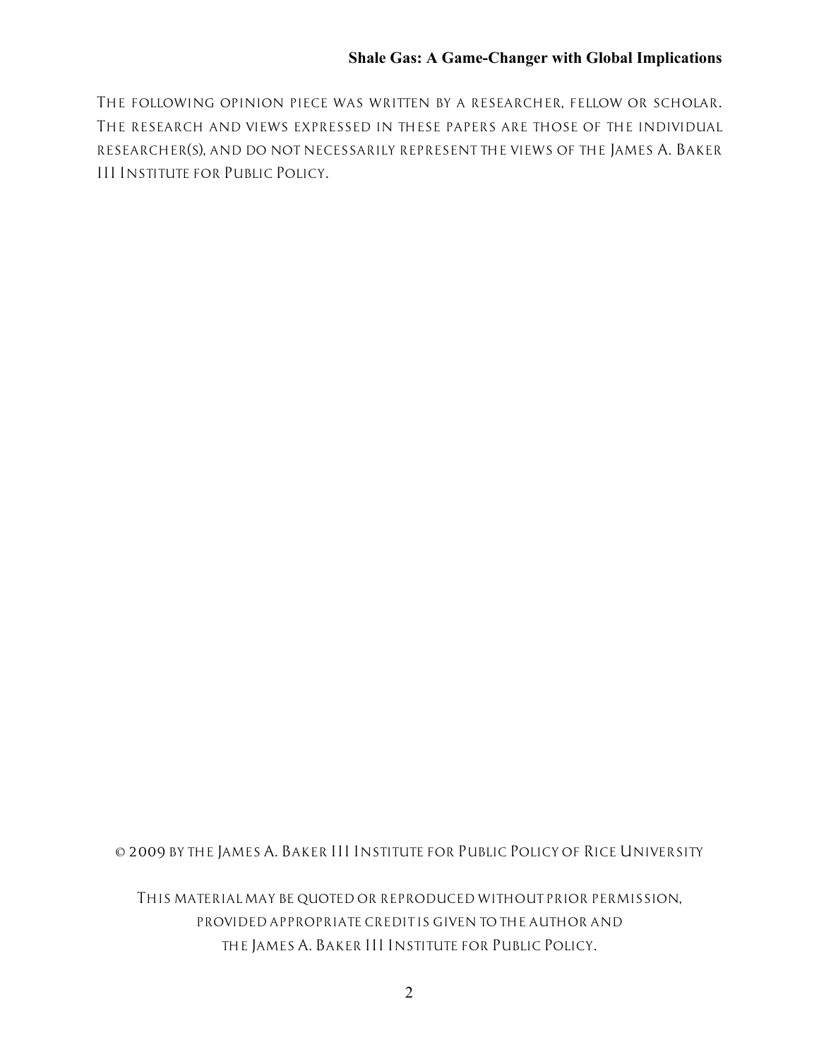The following opinion piece was written by a researcher, fellow or scholar. The research and views expressed in these papers are those of the individual researcher(s), and do not necessarily represent the views of the James A. Baker III Institute for Public Policy.

© 2009 by the James A. Baker III Institute for Public Policy of Rice University

This material may be quoted or reproduced without prior permission, provided appropriate credit is given to the author and the James A. Baker III Institute for Public Policy.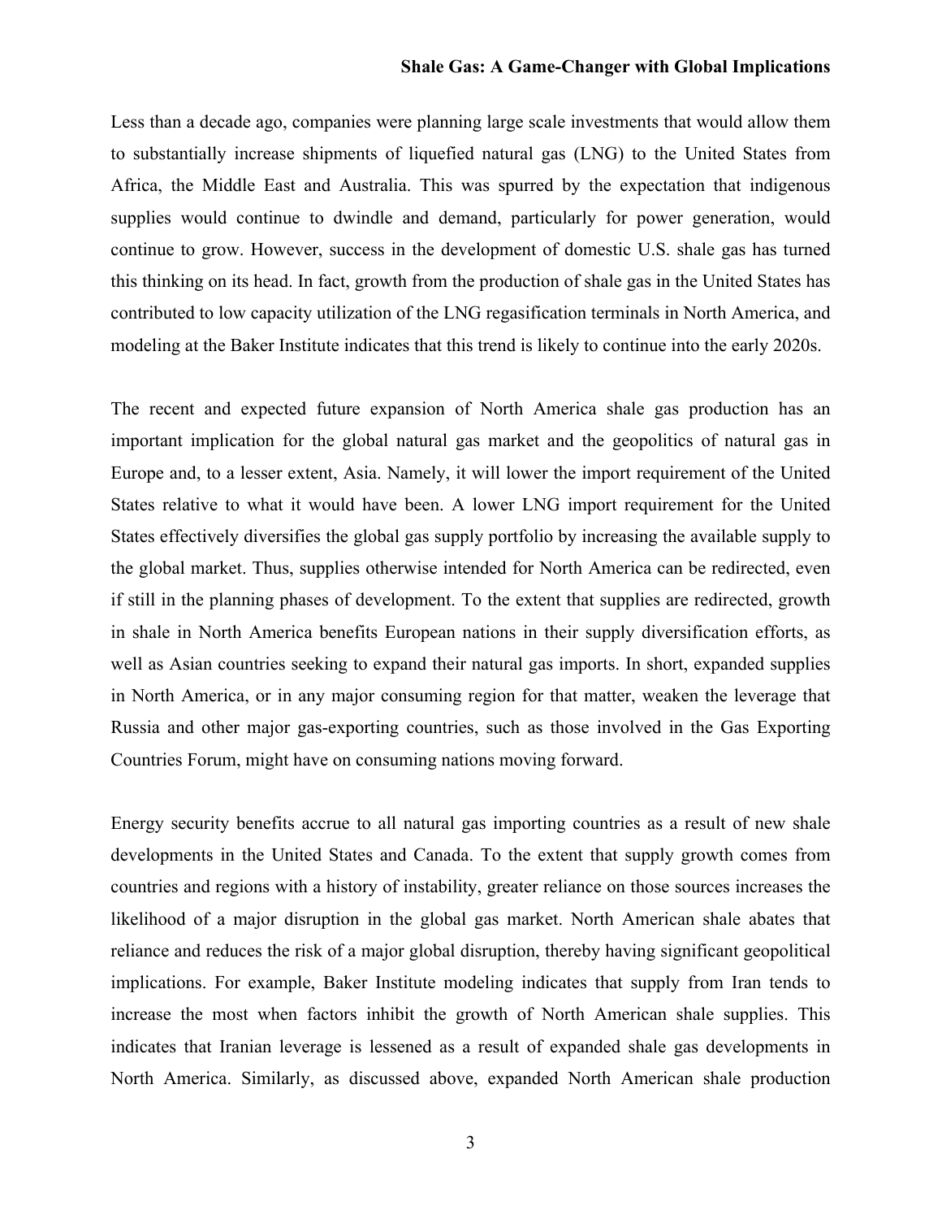Less than a decade ago, companies were planning large scale investments that would allow them to substantially increase shipments of liquefied natural gas (LNG) to the United States from Africa, the Middle East and Australia. This was spurred by the expectation that indigenous supplies would continue to dwindle and demand, particularly for power generation, would continue to grow. However, success in the development of domestic U.S. shale gas has turned this thinking on its head. In fact, growth from the production of shale gas in the United States has contributed to low capacity utilization of the LNG regasification terminals in North America, and modeling at the Baker Institute indicates that this trend is likely to continue into the early 2020s.

The recent and expected future expansion of North America shale gas production has an important implication for the global natural gas market and the geopolitics of natural gas in Europe and, to a lesser extent, Asia. Namely, it will lower the import requirement of the United States relative to what it would have been. A lower LNG import requirement for the United States effectively diversifies the global gas supply portfolio by increasing the available supply to the global market. Thus, supplies otherwise intended for North America can be redirected, even if still in the planning phases of development. To the extent that supplies are redirected, growth in shale in North America benefits European nations in their supply diversification efforts, as well as Asian countries seeking to expand their natural gas imports. In short, expanded supplies in North America, or in any major consuming region for that matter, weaken the leverage that Russia and other major gas-exporting countries, such as those involved in the Gas Exporting Countries Forum, might have on consuming nations moving forward.

Energy security benefits accrue to all natural gas importing countries as a result of new shale developments in the United States and Canada. To the extent that supply growth comes from countries and regions with a history of instability, greater reliance on those sources increases the likelihood of a major disruption in the global gas market. North American shale abates that reliance and reduces the risk of a major global disruption, thereby having significant geopolitical implications. For example, Baker Institute modeling indicates that supply from Iran tends to increase the most when factors inhibit the growth of North American shale supplies. This indicates that Iranian leverage is lessened as a result of expanded shale gas developments in North America. Similarly, as discussed above, expanded North American shale production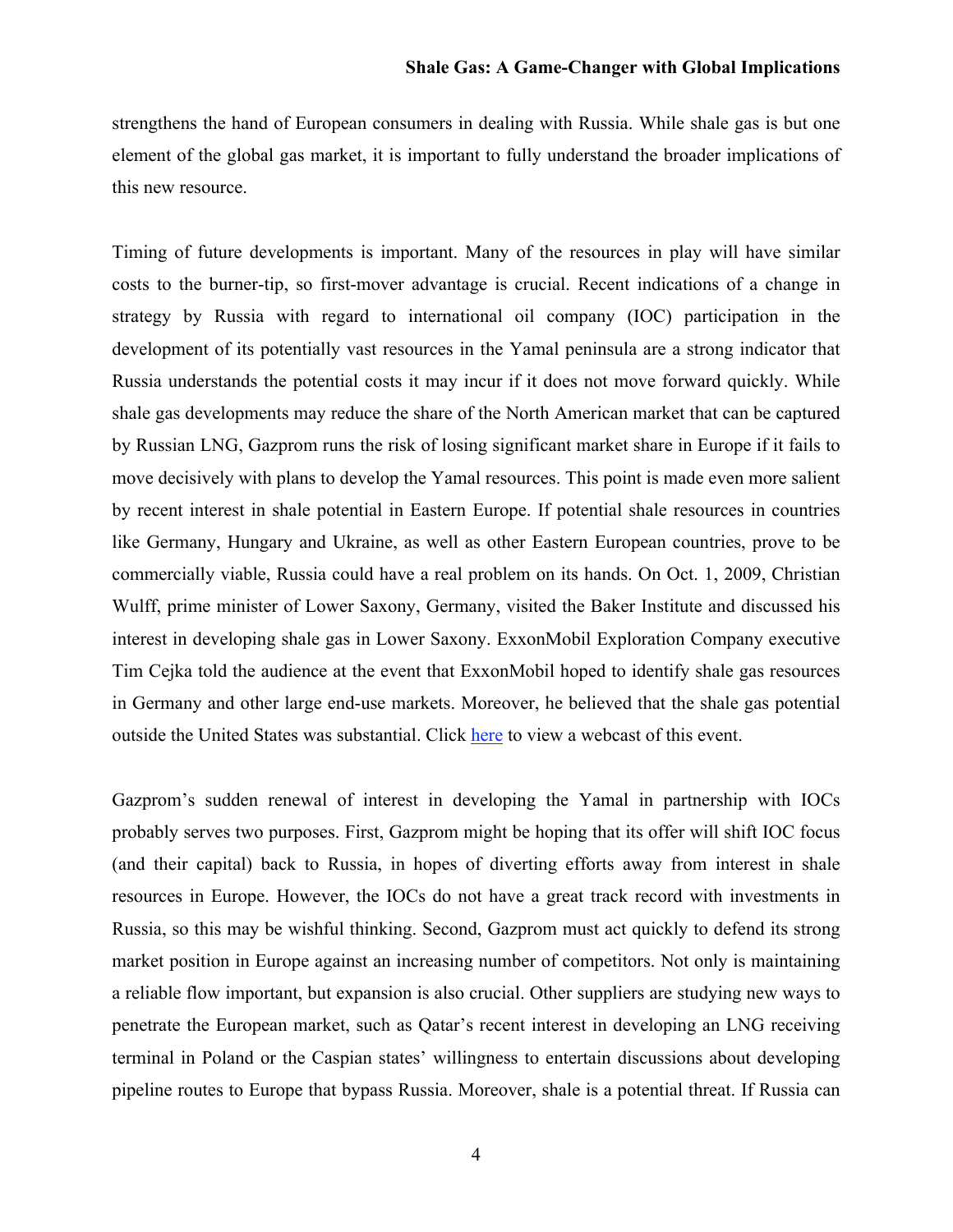strengthens the hand of European consumers in dealing with Russia. While shale gas is but one element of the global gas market, it is important to fully understand the broader implications of this new resource.

Timing of future developments is important. Many of the resources in play will have similar costs to the burner-tip, so first-mover advantage is crucial. Recent indications of a change in strategy by Russia with regard to international oil company (IOC) participation in the development of its potentially vast resources in the Yamal peninsula are a strong indicator that Russia understands the potential costs it may incur if it does not move forward quickly. While shale gas developments may reduce the share of the North American market that can be captured by Russian LNG, Gazprom runs the risk of losing significant market share in Europe if it fails to move decisively with plans to develop the Yamal resources. This point is made even more salient by recent interest in shale potential in Eastern Europe. If potential shale resources in countries like Germany, Hungary and Ukraine, as well as other Eastern European countries, prove to be commercially viable, Russia could have a real problem on its hands. On Oct. 1, 2009, Christian Wulff, prime minister of Lower Saxony, Germany, visited the Baker Institute and discussed his interest in developing shale gas in Lower Saxony. ExxonMobil Exploration Company executive Tim Cejka told the audience at the event that ExxonMobil hoped to identify shale gas resources in Germany and other large end-use markets. Moreover, he believed that the shale gas potential outside the United States was substantial. Click here to view a webcast of this event.

Gazprom's sudden renewal of interest in developing the Yamal in partnership with IOCs probably serves two purposes. First, Gazprom might be hoping that its offer will shift IOC focus (and their capital) back to Russia, in hopes of diverting efforts away from interest in shale resources in Europe. However, the IOCs do not have a great track record with investments in Russia, so this may be wishful thinking. Second, Gazprom must act quickly to defend its strong market position in Europe against an increasing number of competitors. Not only is maintaining a reliable flow important, but expansion is also crucial. Other suppliers are studying new ways to penetrate the European market, such as Qatar's recent interest in developing an LNG receiving terminal in Poland or the Caspian states' willingness to entertain discussions about developing pipeline routes to Europe that bypass Russia. Moreover, shale is a potential threat. If Russia can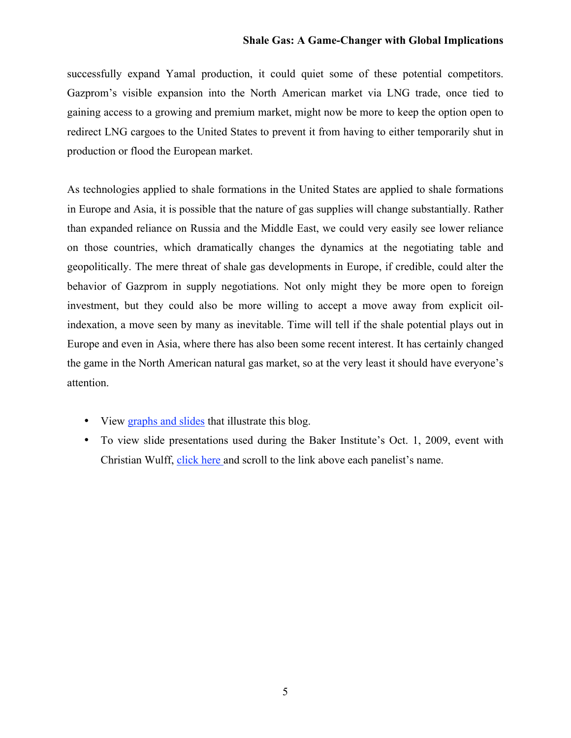successfully expand Yamal production, it could quiet some of these potential competitors. Gazprom's visible expansion into the North American market via LNG trade, once tied to gaining access to a growing and premium market, might now be more to keep the option open to redirect LNG cargoes to the United States to prevent it from having to either temporarily shut in production or flood the European market.

As technologies applied to shale formations in the United States are applied to shale formations in Europe and Asia, it is possible that the nature of gas supplies will change substantially. Rather than expanded reliance on Russia and the Middle East, we could very easily see lower reliance on those countries, which dramatically changes the dynamics at the negotiating table and geopolitically. The mere threat of shale gas developments in Europe, if credible, could alter the behavior of Gazprom in supply negotiations. Not only might they be more open to foreign investment, but they could also be more willing to accept a move away from explicit oil-indexation, a move seen by many as inevitable. Time will tell if the shale potential plays out in Europe and even in Asia, where there has also been some recent interest. It has certainly changed the game in the North American natural gas market, so at the very least it should have everyone's attention.

- View graphs and slides that illustrate this blog.
- To view slide presentations used during the Baker Institute's Oct. 1, 2009, event with Christian Wulff, click here and scroll to the link above each panelist's name.